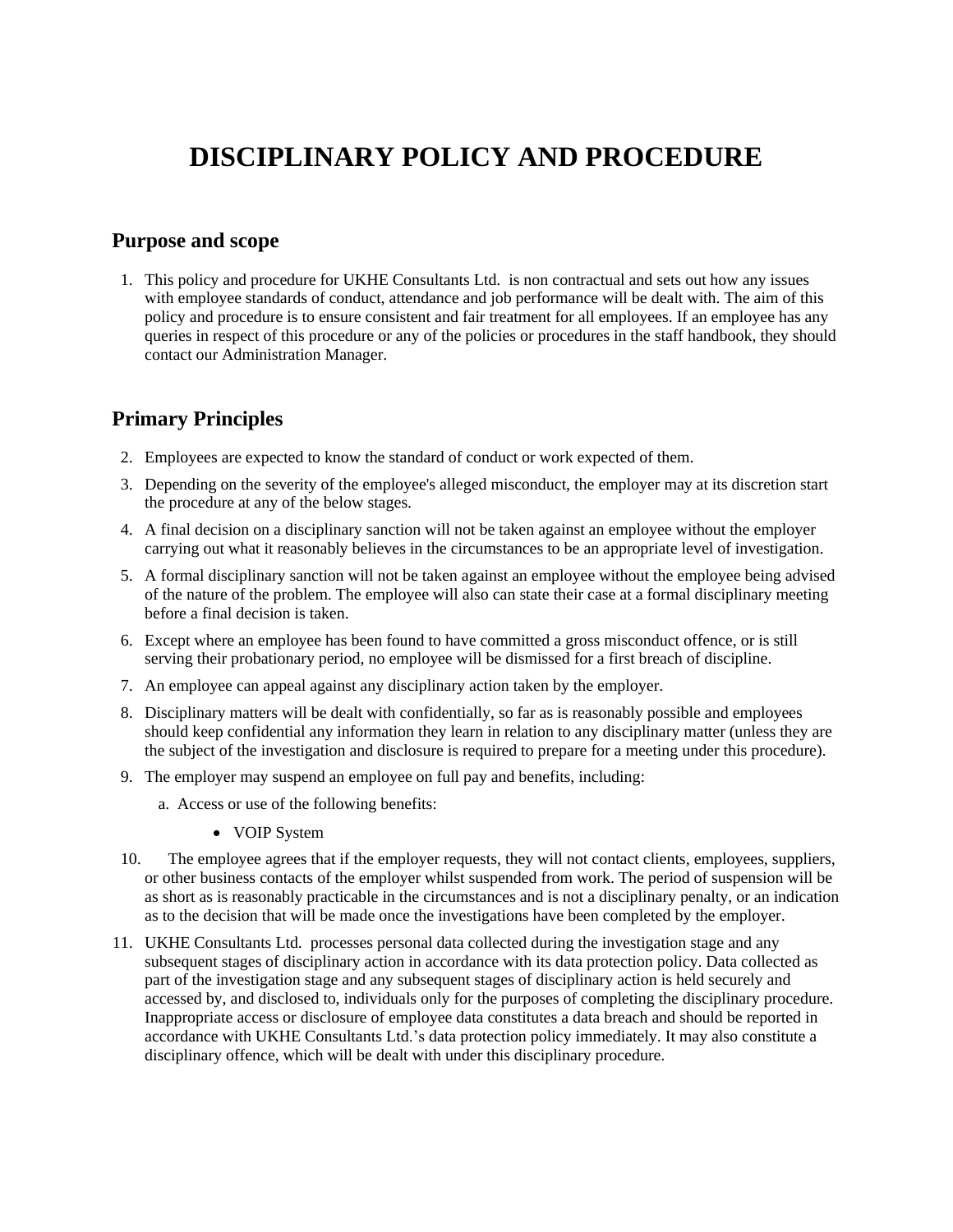# DISCIPLINARY POLICY AND PROCEDURE

## Purpose and scope

1. This policy and procedure for UKHE Consultants Ltd. is non contractual and sets out how any issues with employee standards of conduct, attendance and job performance will be dealt with. The aim of this policy and procedure is to ensure consistent and fair treatment for all employees. If an employee has any queries in respect of this procedure or any of the policies or procedures in the staff handbook, they should contact our Administration Manager.

## Primary Principles

2. Employees are expected to know the standard of conduct or work expected of them.
3. Depending on the severity of the employee's alleged misconduct, the employer may at its discretion start the procedure at any of the below stages.
4. A final decision on a disciplinary sanction will not be taken against an employee without the employer carrying out what it reasonably believes in the circumstances to be an appropriate level of investigation.
5. A formal disciplinary sanction will not be taken against an employee without the employee being advised of the nature of the problem. The employee will also can state their case at a formal disciplinary meeting before a final decision is taken.
6. Except where an employee has been found to have committed a gross misconduct offence, or is still serving their probationary period, no employee will be dismissed for a first breach of discipline.
7. An employee can appeal against any disciplinary action taken by the employer.
8. Disciplinary matters will be dealt with confidentially, so far as is reasonably possible and employees should keep confidential any information they learn in relation to any disciplinary matter (unless they are the subject of the investigation and disclosure is required to prepare for a meeting under this procedure).
9. The employer may suspend an employee on full pay and benefits, including:
    a. Access or use of the following benefits:
        - VOIP System
10. The employee agrees that if the employer requests, they will not contact clients, employees, suppliers, or other business contacts of the employer whilst suspended from work. The period of suspension will be as short as is reasonably practicable in the circumstances and is not a disciplinary penalty, or an indication as to the decision that will be made once the investigations have been completed by the employer.
11. UKHE Consultants Ltd. processes personal data collected during the investigation stage and any subsequent stages of disciplinary action in accordance with its data protection policy. Data collected as part of the investigation stage and any subsequent stages of disciplinary action is held securely and accessed by, and disclosed to, individuals only for the purposes of completing the disciplinary procedure. Inappropriate access or disclosure of employee data constitutes a data breach and should be reported in accordance with UKHE Consultants Ltd.'s data protection policy immediately. It may also constitute a disciplinary offence, which will be dealt with under this disciplinary procedure.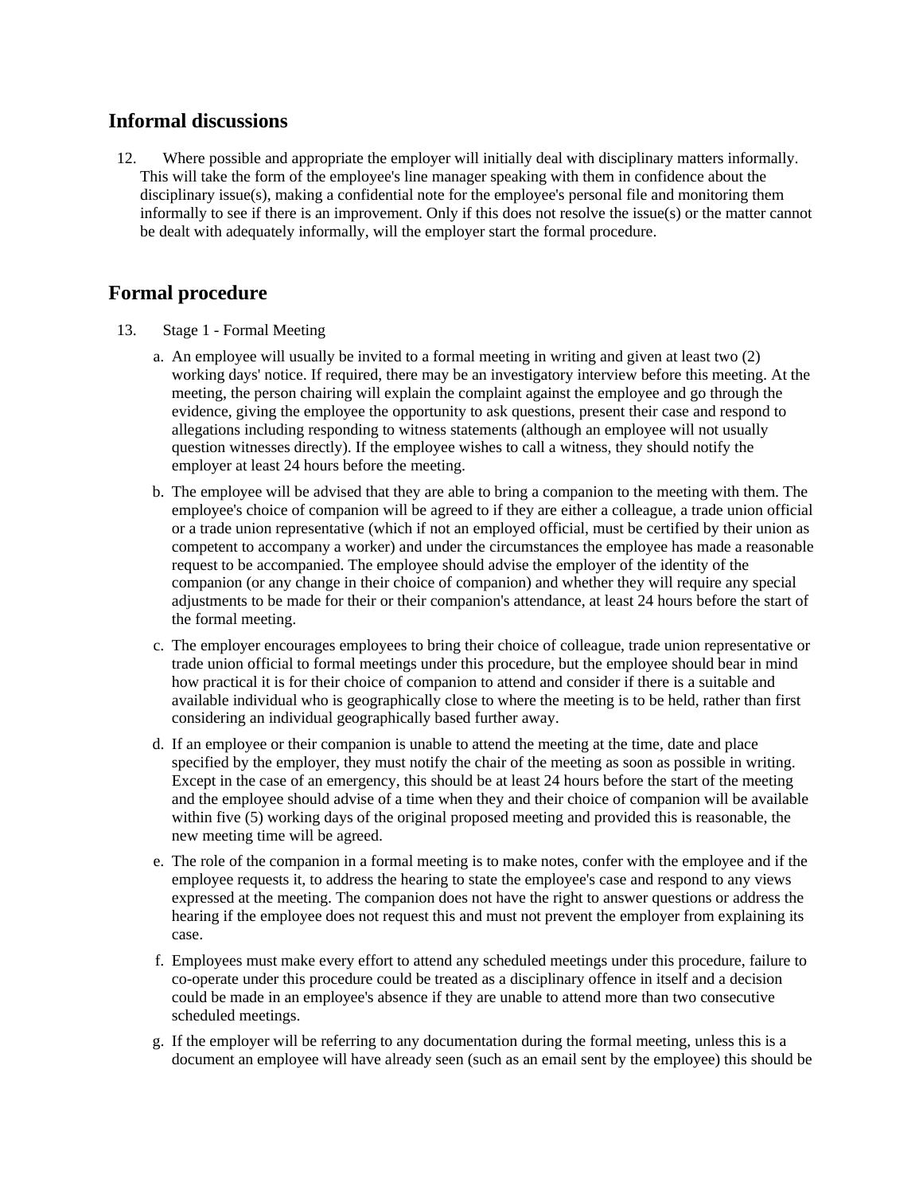## Informal discussions

12. Where possible and appropriate the employer will initially deal with disciplinary matters informally. This will take the form of the employee's line manager speaking with them in confidence about the disciplinary issue(s), making a confidential note for the employee's personal file and monitoring them informally to see if there is an improvement. Only if this does not resolve the issue(s) or the matter cannot be dealt with adequately informally, will the employer start the formal procedure.

## Formal procedure

13. Stage 1 - Formal Meeting

    a. An employee will usually be invited to a formal meeting in writing and given at least two (2) working days' notice. If required, there may be an investigatory interview before this meeting. At the meeting, the person chairing will explain the complaint against the employee and go through the evidence, giving the employee the opportunity to ask questions, present their case and respond to allegations including responding to witness statements (although an employee will not usually question witnesses directly). If the employee wishes to call a witness, they should notify the employer at least 24 hours before the meeting.

    b. The employee will be advised that they are able to bring a companion to the meeting with them. The employee's choice of companion will be agreed to if they are either a colleague, a trade union official or a trade union representative (which if not an employed official, must be certified by their union as competent to accompany a worker) and under the circumstances the employee has made a reasonable request to be accompanied. The employee should advise the employer of the identity of the companion (or any change in their choice of companion) and whether they will require any special adjustments to be made for their or their companion's attendance, at least 24 hours before the start of the formal meeting.

    c. The employer encourages employees to bring their choice of colleague, trade union representative or trade union official to formal meetings under this procedure, but the employee should bear in mind how practical it is for their choice of companion to attend and consider if there is a suitable and available individual who is geographically close to where the meeting is to be held, rather than first considering an individual geographically based further away.

    d. If an employee or their companion is unable to attend the meeting at the time, date and place specified by the employer, they must notify the chair of the meeting as soon as possible in writing. Except in the case of an emergency, this should be at least 24 hours before the start of the meeting and the employee should advise of a time when they and their choice of companion will be available within five (5) working days of the original proposed meeting and provided this is reasonable, the new meeting time will be agreed.

    e. The role of the companion in a formal meeting is to make notes, confer with the employee and if the employee requests it, to address the hearing to state the employee's case and respond to any views expressed at the meeting. The companion does not have the right to answer questions or address the hearing if the employee does not request this and must not prevent the employer from explaining its case.

    f. Employees must make every effort to attend any scheduled meetings under this procedure, failure to co-operate under this procedure could be treated as a disciplinary offence in itself and a decision could be made in an employee's absence if they are unable to attend more than two consecutive scheduled meetings.

    g. If the employer will be referring to any documentation during the formal meeting, unless this is a document an employee will have already seen (such as an email sent by the employee) this should be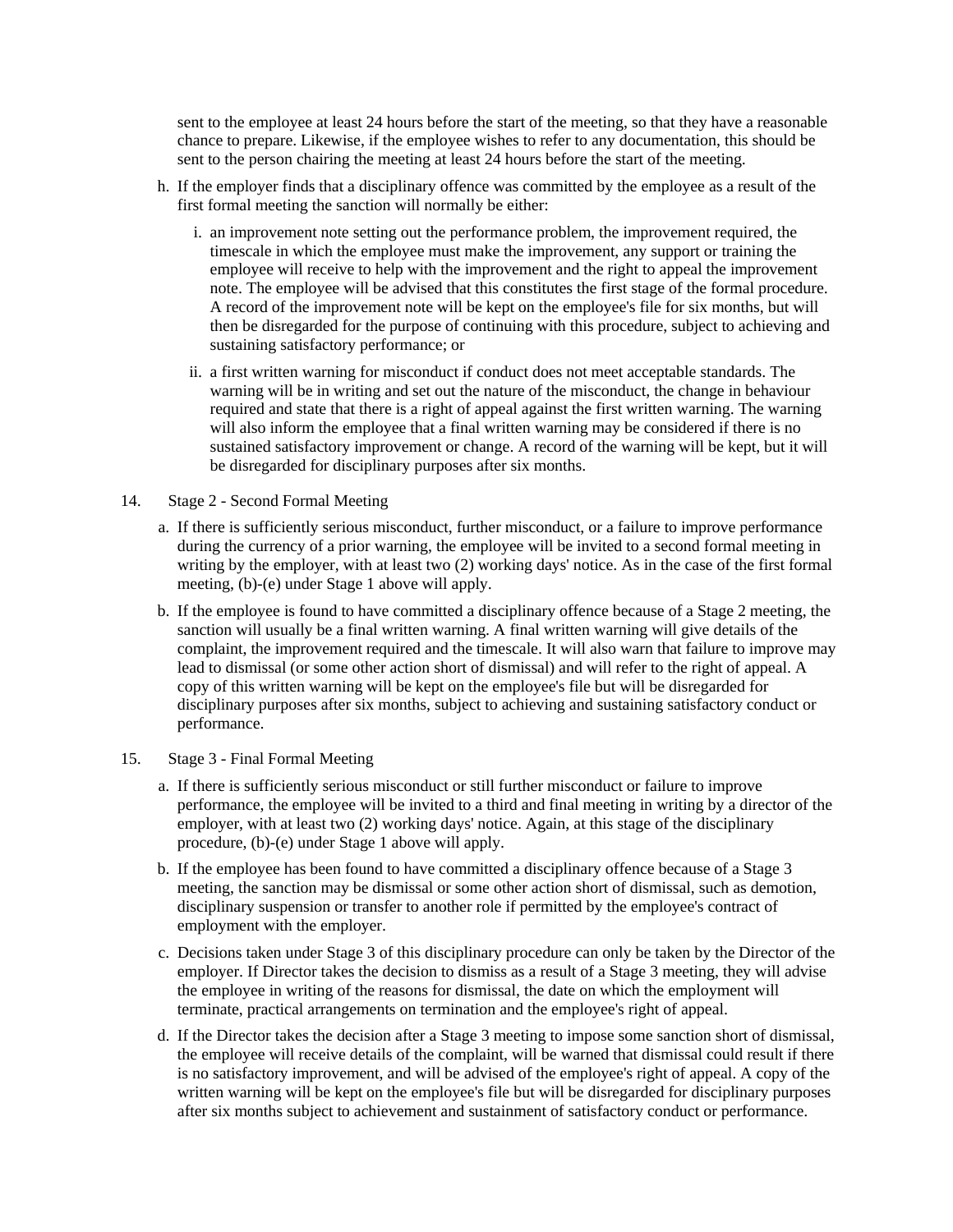sent to the employee at least 24 hours before the start of the meeting, so that they have a reasonable chance to prepare. Likewise, if the employee wishes to refer to any documentation, this should be sent to the person chairing the meeting at least 24 hours before the start of the meeting.

h. If the employer finds that a disciplinary offence was committed by the employee as a result of the first formal meeting the sanction will normally be either:

   i. an improvement note setting out the performance problem, the improvement required, the timescale in which the employee must make the improvement, any support or training the employee will receive to help with the improvement and the right to appeal the improvement note. The employee will be advised that this constitutes the first stage of the formal procedure. A record of the improvement note will be kept on the employee's file for six months, but will then be disregarded for the purpose of continuing with this procedure, subject to achieving and sustaining satisfactory performance; or

   ii. a first written warning for misconduct if conduct does not meet acceptable standards. The warning will be in writing and set out the nature of the misconduct, the change in behaviour required and state that there is a right of appeal against the first written warning. The warning will also inform the employee that a final written warning may be considered if there is no sustained satisfactory improvement or change. A record of the warning will be kept, but it will be disregarded for disciplinary purposes after six months.

14. Stage 2 - Second Formal Meeting

   a. If there is sufficiently serious misconduct, further misconduct, or a failure to improve performance during the currency of a prior warning, the employee will be invited to a second formal meeting in writing by the employer, with at least two (2) working days' notice. As in the case of the first formal meeting, (b)-(e) under Stage 1 above will apply.

   b. If the employee is found to have committed a disciplinary offence because of a Stage 2 meeting, the sanction will usually be a final written warning. A final written warning will give details of the complaint, the improvement required and the timescale. It will also warn that failure to improve may lead to dismissal (or some other action short of dismissal) and will refer to the right of appeal. A copy of this written warning will be kept on the employee's file but will be disregarded for disciplinary purposes after six months, subject to achieving and sustaining satisfactory conduct or performance.

15. Stage 3 - Final Formal Meeting

   a. If there is sufficiently serious misconduct or still further misconduct or failure to improve performance, the employee will be invited to a third and final meeting in writing by a director of the employer, with at least two (2) working days' notice. Again, at this stage of the disciplinary procedure, (b)-(e) under Stage 1 above will apply.

   b. If the employee has been found to have committed a disciplinary offence because of a Stage 3 meeting, the sanction may be dismissal or some other action short of dismissal, such as demotion, disciplinary suspension or transfer to another role if permitted by the employee's contract of employment with the employer.

   c. Decisions taken under Stage 3 of this disciplinary procedure can only be taken by the Director of the employer. If Director takes the decision to dismiss as a result of a Stage 3 meeting, they will advise the employee in writing of the reasons for dismissal, the date on which the employment will terminate, practical arrangements on termination and the employee's right of appeal.

   d. If the Director takes the decision after a Stage 3 meeting to impose some sanction short of dismissal, the employee will receive details of the complaint, will be warned that dismissal could result if there is no satisfactory improvement, and will be advised of the employee's right of appeal. A copy of the written warning will be kept on the employee's file but will be disregarded for disciplinary purposes after six months subject to achievement and sustainment of satisfactory conduct or performance.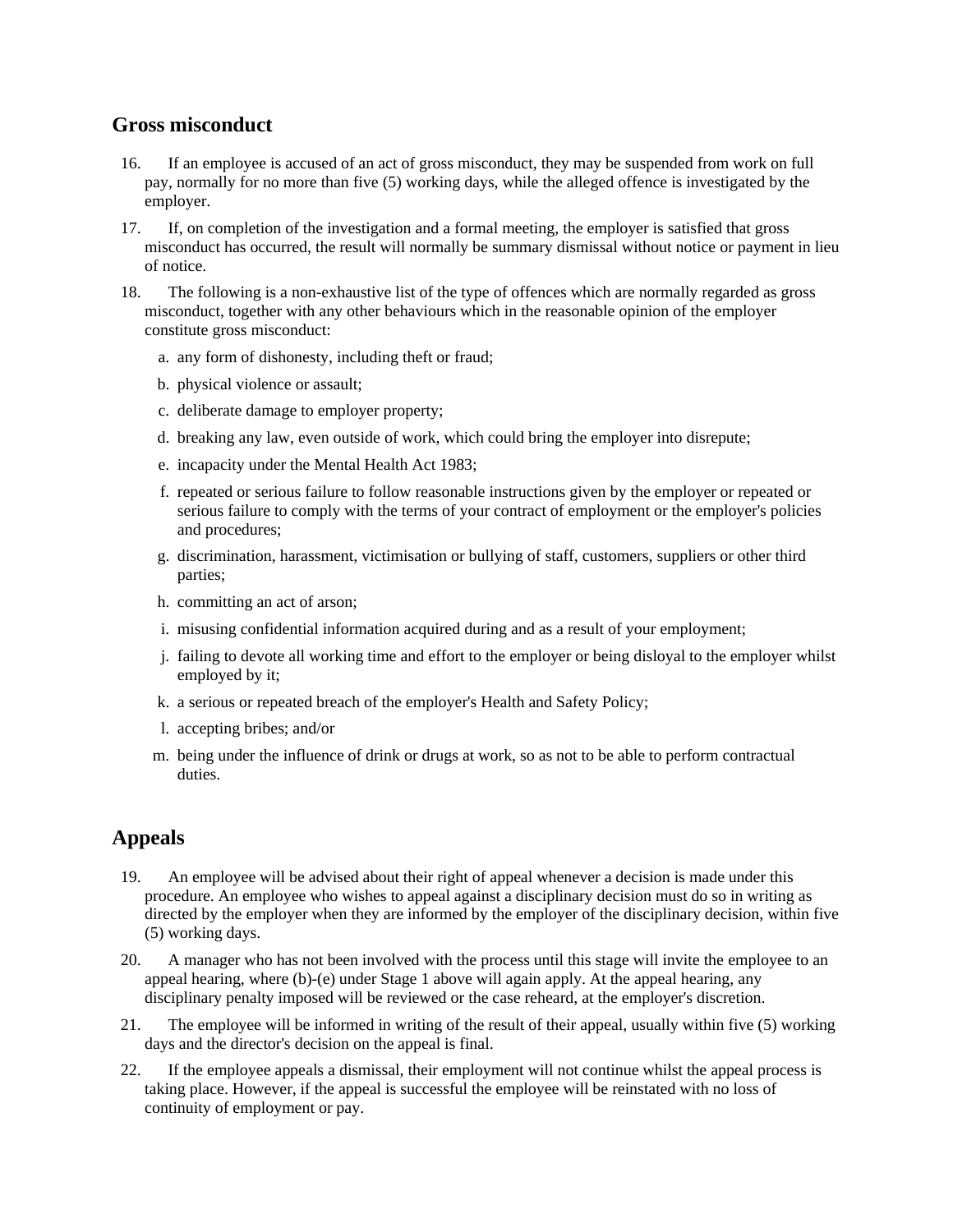## Gross misconduct

16. If an employee is accused of an act of gross misconduct, they may be suspended from work on full pay, normally for no more than five (5) working days, while the alleged offence is investigated by the employer.

17. If, on completion of the investigation and a formal meeting, the employer is satisfied that gross misconduct has occurred, the result will normally be summary dismissal without notice or payment in lieu of notice.

18. The following is a non-exhaustive list of the type of offences which are normally regarded as gross misconduct, together with any other behaviours which in the reasonable opinion of the employer constitute gross misconduct:

    a. any form of dishonesty, including theft or fraud;

    b. physical violence or assault;

    c. deliberate damage to employer property;

    d. breaking any law, even outside of work, which could bring the employer into disrepute;

    e. incapacity under the Mental Health Act 1983;

    f. repeated or serious failure to follow reasonable instructions given by the employer or repeated or serious failure to comply with the terms of your contract of employment or the employer's policies and procedures;

    g. discrimination, harassment, victimisation or bullying of staff, customers, suppliers or other third parties;

    h. committing an act of arson;

    i. misusing confidential information acquired during and as a result of your employment;

    j. failing to devote all working time and effort to the employer or being disloyal to the employer whilst employed by it;

    k. a serious or repeated breach of the employer's Health and Safety Policy;

    l. accepting bribes; and/or

    m. being under the influence of drink or drugs at work, so as not to be able to perform contractual duties.

## Appeals

19. An employee will be advised about their right of appeal whenever a decision is made under this procedure. An employee who wishes to appeal against a disciplinary decision must do so in writing as directed by the employer when they are informed by the employer of the disciplinary decision, within five (5) working days.

20. A manager who has not been involved with the process until this stage will invite the employee to an appeal hearing, where (b)-(e) under Stage 1 above will again apply. At the appeal hearing, any disciplinary penalty imposed will be reviewed or the case reheard, at the employer's discretion.

21. The employee will be informed in writing of the result of their appeal, usually within five (5) working days and the director's decision on the appeal is final.

22. If the employee appeals a dismissal, their employment will not continue whilst the appeal process is taking place. However, if the appeal is successful the employee will be reinstated with no loss of continuity of employment or pay.